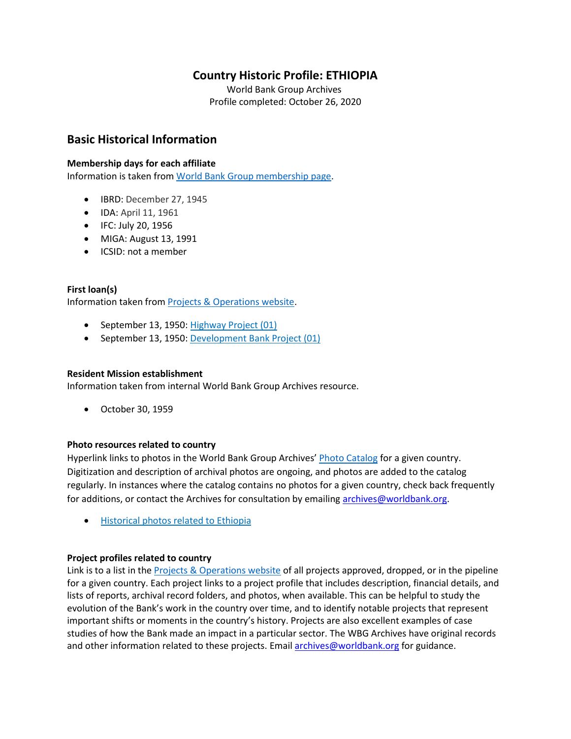# Country Historic Profile: ETHIOPIA

World Bank Group Archives
Profile completed: October 26, 2020

## Basic Historical Information

**Membership days for each affiliate**
Information is taken from World Bank Group membership page.

- IBRD: December 27, 1945
- IDA: April 11, 1961
- IFC: July 20, 1956
- MIGA: August 13, 1991
- ICSID: not a member

**First loan(s)**
Information taken from Projects & Operations website.

- September 13, 1950: Highway Project (01)
- September 13, 1950: Development Bank Project (01)

**Resident Mission establishment**
Information taken from internal World Bank Group Archives resource.

- October 30, 1959

**Photo resources related to country**
Hyperlink links to photos in the World Bank Group Archives' Photo Catalog for a given country. Digitization and description of archival photos are ongoing, and photos are added to the catalog regularly. In instances where the catalog contains no photos for a given country, check back frequently for additions, or contact the Archives for consultation by emailing archives@worldbank.org.

- Historical photos related to Ethiopia

**Project profiles related to country**
Link is to a list in the Projects & Operations website of all projects approved, dropped, or in the pipeline for a given country. Each project links to a project profile that includes description, financial details, and lists of reports, archival record folders, and photos, when available. This can be helpful to study the evolution of the Bank's work in the country over time, and to identify notable projects that represent important shifts or moments in the country's history. Projects are also excellent examples of case studies of how the Bank made an impact in a particular sector. The WBG Archives have original records and other information related to these projects. Email archives@worldbank.org for guidance.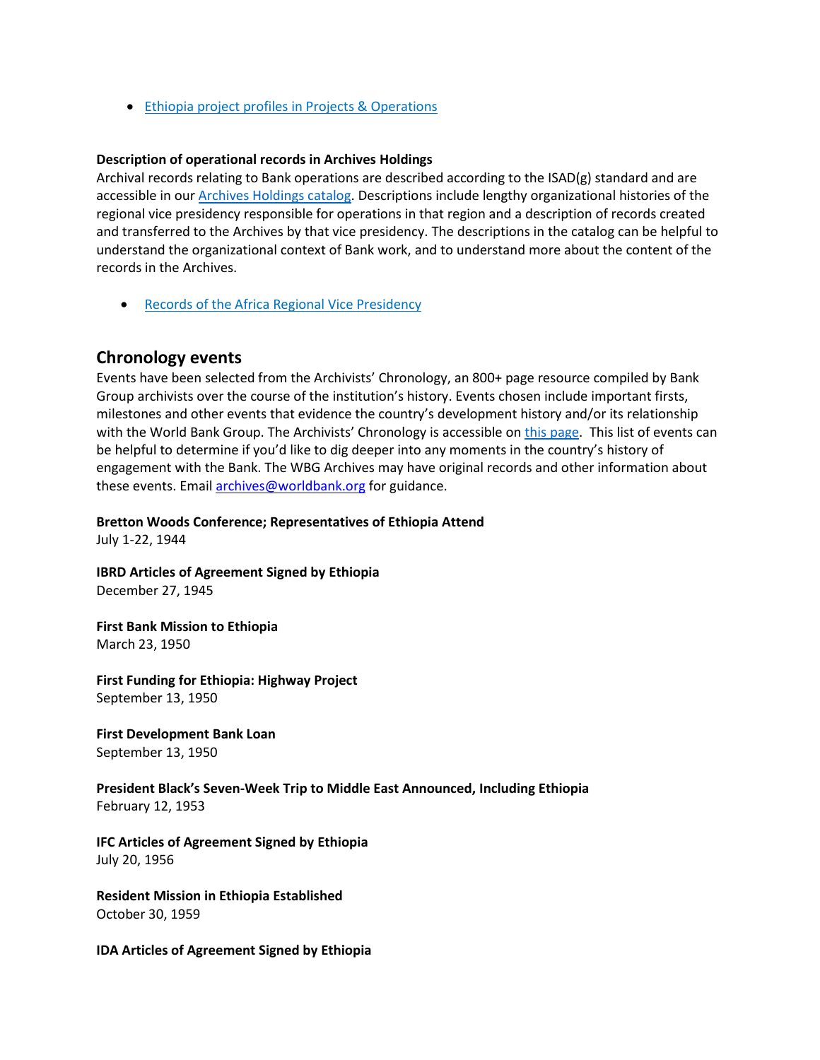- [Ethiopia project profiles in Projects & Operations]()

**Description of operational records in Archives Holdings**
Archival records relating to Bank operations are described according to the ISAD(g) standard and are accessible in our [Archives Holdings catalog](). Descriptions include lengthy organizational histories of the regional vice presidency responsible for operations in that region and a description of records created and transferred to the Archives by that vice presidency. The descriptions in the catalog can be helpful to understand the organizational context of Bank work, and to understand more about the content of the records in the Archives.

- [Records of the Africa Regional Vice Presidency]()

## Chronology events

Events have been selected from the Archivists' Chronology, an 800+ page resource compiled by Bank Group archivists over the course of the institution's history. Events chosen include important firsts, milestones and other events that evidence the country's development history and/or its relationship with the World Bank Group. The Archivists' Chronology is accessible on [this page](). This list of events can be helpful to determine if you'd like to dig deeper into any moments in the country's history of engagement with the Bank. The WBG Archives may have original records and other information about these events. Email [archives@worldbank.org]() for guidance.

**Bretton Woods Conference; Representatives of Ethiopia Attend**
July 1-22, 1944

**IBRD Articles of Agreement Signed by Ethiopia**
December 27, 1945

**First Bank Mission to Ethiopia**
March 23, 1950

**First Funding for Ethiopia: Highway Project**
September 13, 1950

**First Development Bank Loan**
September 13, 1950

**President Black's Seven-Week Trip to Middle East Announced, Including Ethiopia**
February 12, 1953

**IFC Articles of Agreement Signed by Ethiopia**
July 20, 1956

**Resident Mission in Ethiopia Established**
October 30, 1959

**IDA Articles of Agreement Signed by Ethiopia**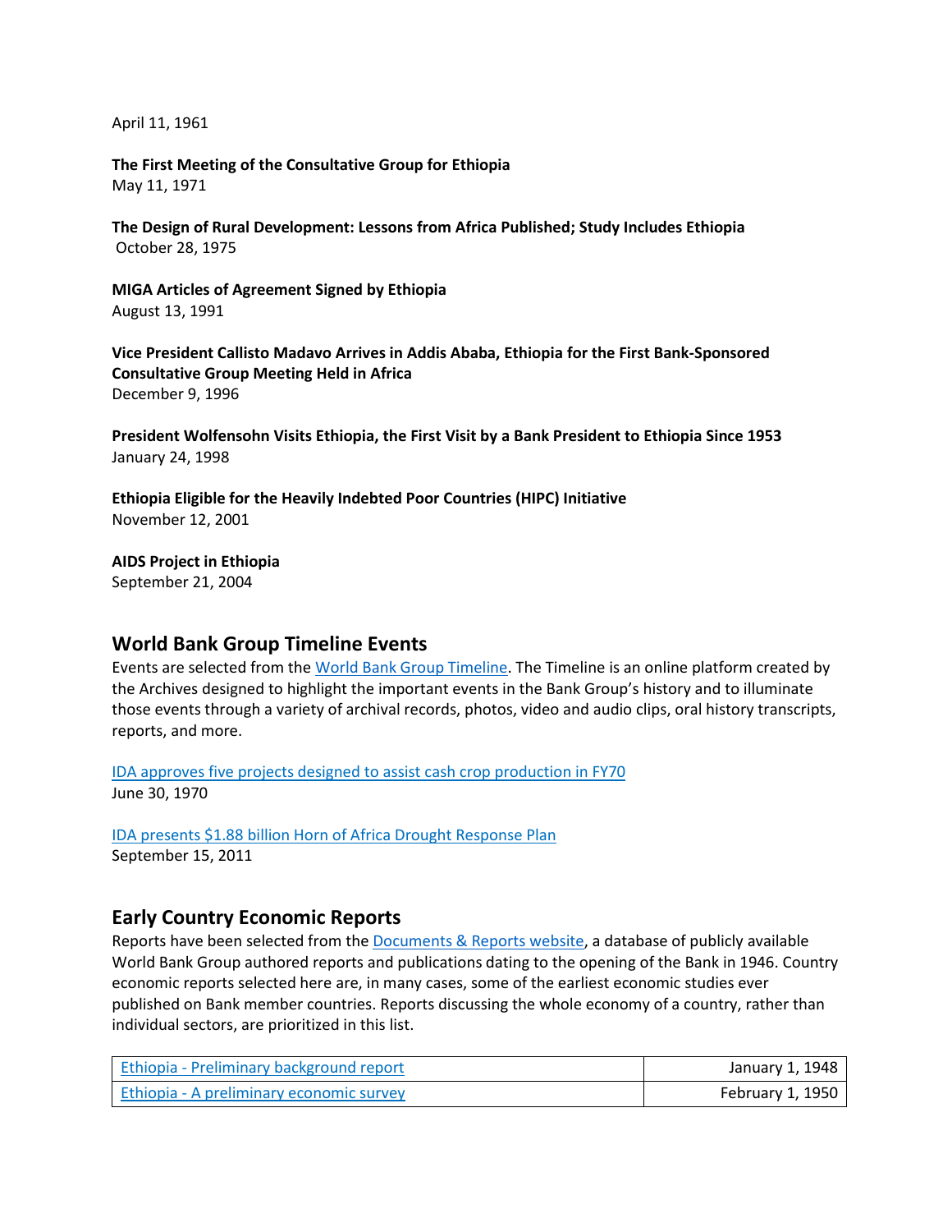April 11, 1961

**The First Meeting of the Consultative Group for Ethiopia**
May 11, 1971

**The Design of Rural Development: Lessons from Africa Published; Study Includes Ethiopia**
October 28, 1975

**MIGA Articles of Agreement Signed by Ethiopia**
August 13, 1991

**Vice President Callisto Madavo Arrives in Addis Ababa, Ethiopia for the First Bank-Sponsored Consultative Group Meeting Held in Africa**
December 9, 1996

**President Wolfensohn Visits Ethiopia, the First Visit by a Bank President to Ethiopia Since 1953**
January 24, 1998

**Ethiopia Eligible for the Heavily Indebted Poor Countries (HIPC) Initiative**
November 12, 2001

**AIDS Project in Ethiopia**
September 21, 2004

## World Bank Group Timeline Events

Events are selected from the World Bank Group Timeline. The Timeline is an online platform created by the Archives designed to highlight the important events in the Bank Group's history and to illuminate those events through a variety of archival records, photos, video and audio clips, oral history transcripts, reports, and more.

IDA approves five projects designed to assist cash crop production in FY70
June 30, 1970

IDA presents $1.88 billion Horn of Africa Drought Response Plan
September 15, 2011

## Early Country Economic Reports

Reports have been selected from the Documents & Reports website, a database of publicly available World Bank Group authored reports and publications dating to the opening of the Bank in 1946. Country economic reports selected here are, in many cases, some of the earliest economic studies ever published on Bank member countries. Reports discussing the whole economy of a country, rather than individual sectors, are prioritized in this list.

| | |
|---|---|
| Ethiopia - Preliminary background report | January 1, 1948 |
| Ethiopia - A preliminary economic survey | February 1, 1950 |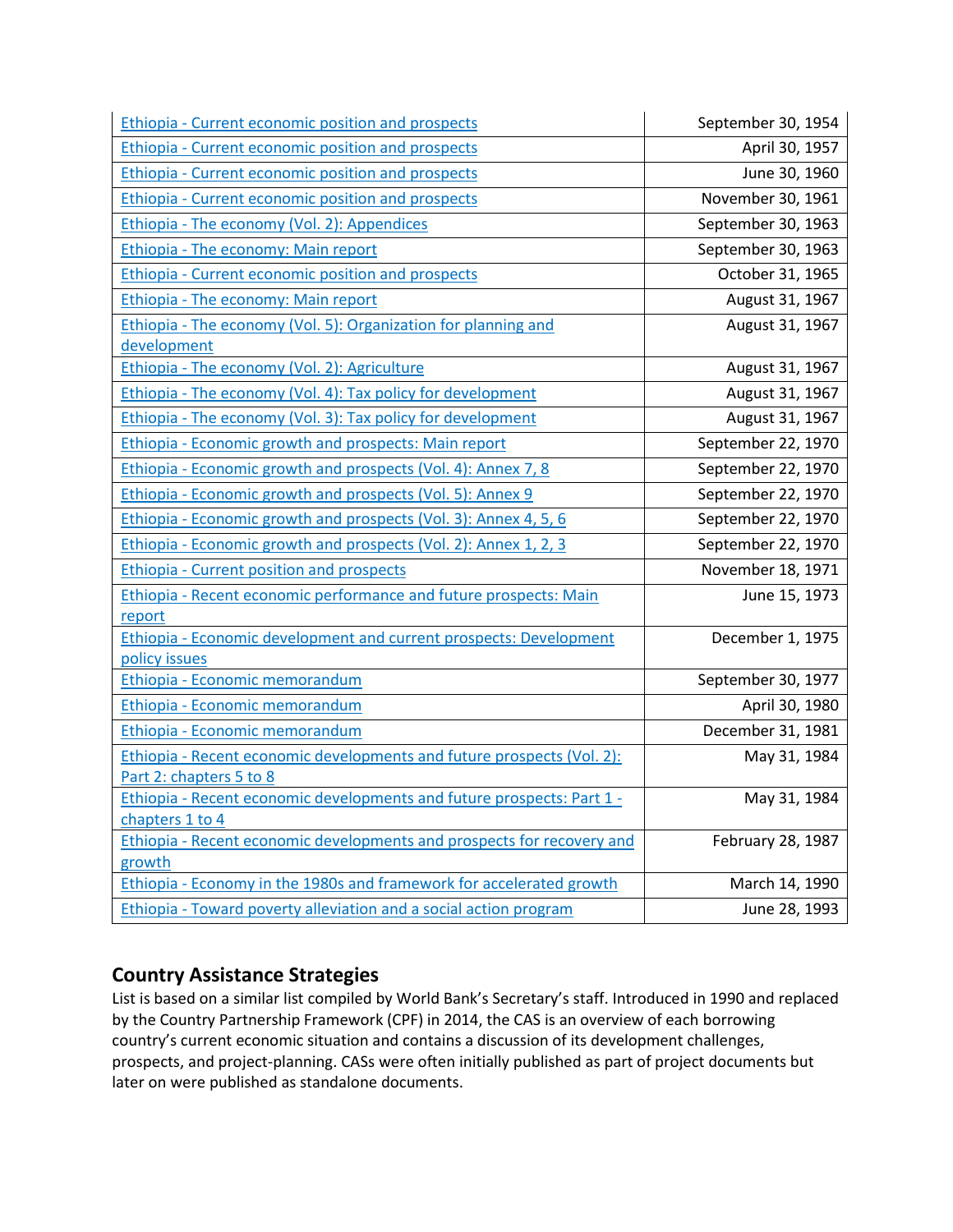| | |
|---|---|
| Ethiopia - Current economic position and prospects | September 30, 1954 |
| Ethiopia - Current economic position and prospects | April 30, 1957 |
| Ethiopia - Current economic position and prospects | June 30, 1960 |
| Ethiopia - Current economic position and prospects | November 30, 1961 |
| Ethiopia - The economy (Vol. 2): Appendices | September 30, 1963 |
| Ethiopia - The economy: Main report | September 30, 1963 |
| Ethiopia - Current economic position and prospects | October 31, 1965 |
| Ethiopia - The economy: Main report | August 31, 1967 |
| Ethiopia - The economy (Vol. 5): Organization for planning and development | August 31, 1967 |
| Ethiopia - The economy (Vol. 2): Agriculture | August 31, 1967 |
| Ethiopia - The economy (Vol. 4): Tax policy for development | August 31, 1967 |
| Ethiopia - The economy (Vol. 3): Tax policy for development | August 31, 1967 |
| Ethiopia - Economic growth and prospects: Main report | September 22, 1970 |
| Ethiopia - Economic growth and prospects (Vol. 4): Annex 7, 8 | September 22, 1970 |
| Ethiopia - Economic growth and prospects (Vol. 5): Annex 9 | September 22, 1970 |
| Ethiopia - Economic growth and prospects (Vol. 3): Annex 4, 5, 6 | September 22, 1970 |
| Ethiopia - Economic growth and prospects (Vol. 2): Annex 1, 2, 3 | September 22, 1970 |
| Ethiopia - Current position and prospects | November 18, 1971 |
| Ethiopia - Recent economic performance and future prospects: Main report | June 15, 1973 |
| Ethiopia - Economic development and current prospects: Development policy issues | December 1, 1975 |
| Ethiopia - Economic memorandum | September 30, 1977 |
| Ethiopia - Economic memorandum | April 30, 1980 |
| Ethiopia - Economic memorandum | December 31, 1981 |
| Ethiopia - Recent economic developments and future prospects (Vol. 2): Part 2: chapters 5 to 8 | May 31, 1984 |
| Ethiopia - Recent economic developments and future prospects: Part 1 - chapters 1 to 4 | May 31, 1984 |
| Ethiopia - Recent economic developments and prospects for recovery and growth | February 28, 1987 |
| Ethiopia - Economy in the 1980s and framework for accelerated growth | March 14, 1990 |
| Ethiopia - Toward poverty alleviation and a social action program | June 28, 1993 |

## Country Assistance Strategies

List is based on a similar list compiled by World Bank's Secretary's staff. Introduced in 1990 and replaced by the Country Partnership Framework (CPF) in 2014, the CAS is an overview of each borrowing country's current economic situation and contains a discussion of its development challenges, prospects, and project-planning. CASs were often initially published as part of project documents but later on were published as standalone documents.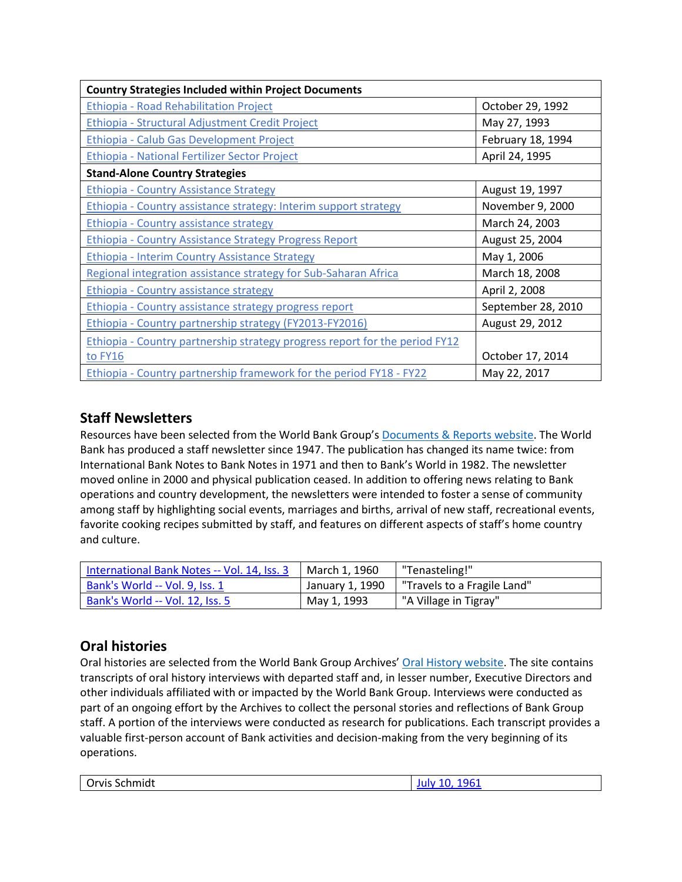| Country Strategies Included within Project Documents | |
|---|---|
| Ethiopia - Road Rehabilitation Project | October 29, 1992 |
| Ethiopia - Structural Adjustment Credit Project | May 27, 1993 |
| Ethiopia - Calub Gas Development Project | February 18, 1994 |
| Ethiopia - National Fertilizer Sector Project | April 24, 1995 |
| **Stand-Alone Country Strategies** | |
| Ethiopia - Country Assistance Strategy | August 19, 1997 |
| Ethiopia - Country assistance strategy: Interim support strategy | November 9, 2000 |
| Ethiopia - Country assistance strategy | March 24, 2003 |
| Ethiopia - Country Assistance Strategy Progress Report | August 25, 2004 |
| Ethiopia - Interim Country Assistance Strategy | May 1, 2006 |
| Regional integration assistance strategy for Sub-Saharan Africa | March 18, 2008 |
| Ethiopia - Country assistance strategy | April 2, 2008 |
| Ethiopia - Country assistance strategy progress report | September 28, 2010 |
| Ethiopia - Country partnership strategy (FY2013-FY2016) | August 29, 2012 |
| Ethiopia - Country partnership strategy progress report for the period FY12 to FY16 | October 17, 2014 |
| Ethiopia - Country partnership framework for the period FY18 - FY22 | May 22, 2017 |

## Staff Newsletters

Resources have been selected from the World Bank Group's Documents & Reports website. The World Bank has produced a staff newsletter since 1947. The publication has changed its name twice: from International Bank Notes to Bank Notes in 1971 and then to Bank's World in 1982. The newsletter moved online in 2000 and physical publication ceased. In addition to offering news relating to Bank operations and country development, the newsletters were intended to foster a sense of community among staff by highlighting social events, marriages and births, arrival of new staff, recreational events, favorite cooking recipes submitted by staff, and features on different aspects of staff's home country and culture.

| Newsletter | Date | Title |
|---|---|---|
| International Bank Notes -- Vol. 14, Iss. 3 | March 1, 1960 | "Tenasteling!" |
| Bank's World -- Vol. 9, Iss. 1 | January 1, 1990 | "Travels to a Fragile Land" |
| Bank's World -- Vol. 12, Iss. 5 | May 1, 1993 | "A Village in Tigray" |

## Oral histories

Oral histories are selected from the World Bank Group Archives' Oral History website. The site contains transcripts of oral history interviews with departed staff and, in lesser number, Executive Directors and other individuals affiliated with or impacted by the World Bank Group. Interviews were conducted as part of an ongoing effort by the Archives to collect the personal stories and reflections of Bank Group staff. A portion of the interviews were conducted as research for publications. Each transcript provides a valuable first-person account of Bank activities and decision-making from the very beginning of its operations.

| Name | Date |
|---|---|
| Orvis Schmidt | July 10, 1961 |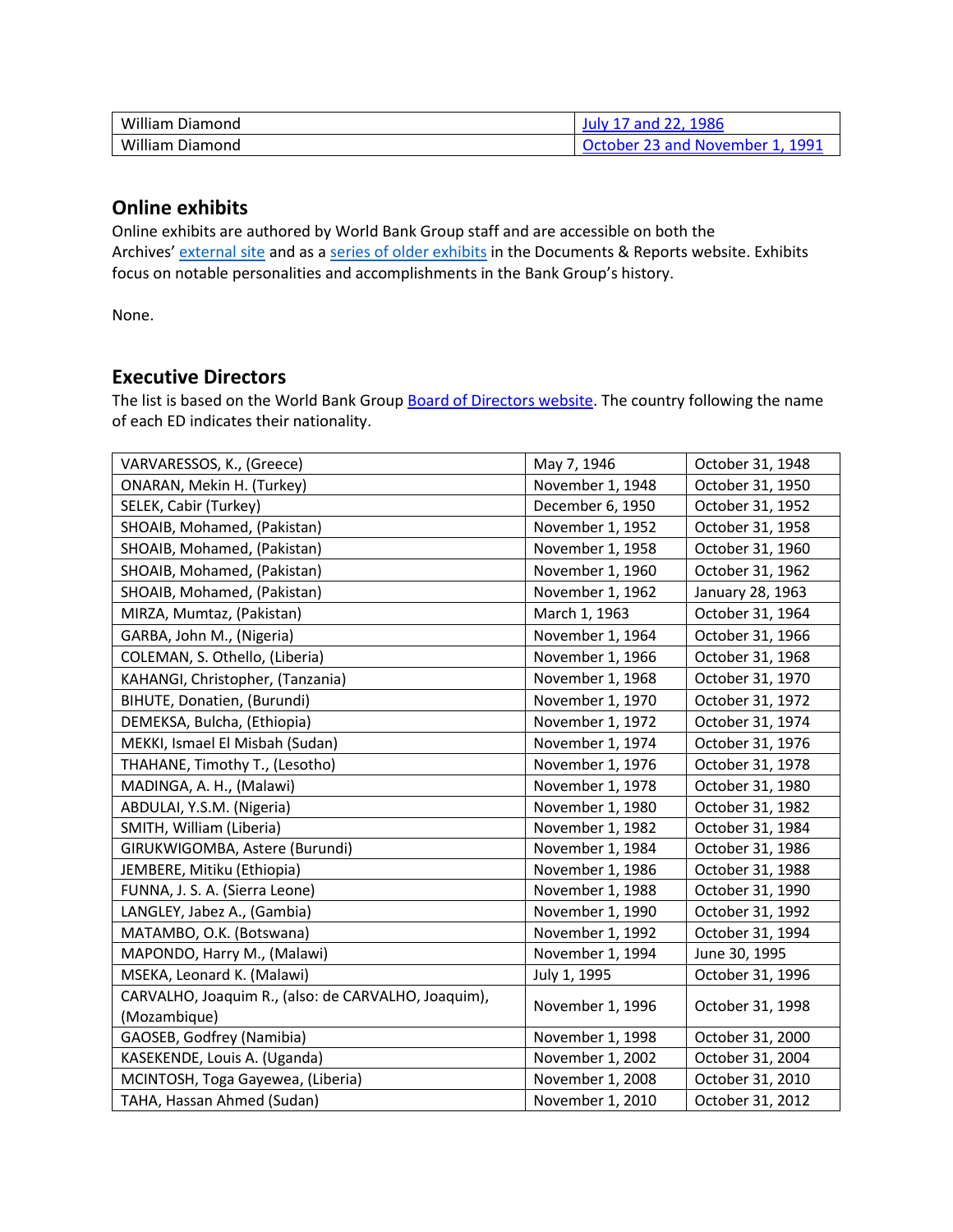| | |
|---|---|
| William Diamond | [July 17 and 22, 1986]() |
| William Diamond | [October 23 and November 1, 1991]() |

## Online exhibits

Online exhibits are authored by World Bank Group staff and are accessible on both the Archives' [external site]() and as a [series of older exhibits]() in the Documents & Reports website. Exhibits focus on notable personalities and accomplishments in the Bank Group's history.

None.

## Executive Directors

The list is based on the World Bank Group [Board of Directors website](). The country following the name of each ED indicates their nationality.

| | | |
|---|---|---|
| VARVARESSOS, K., (Greece) | May 7, 1946 | October 31, 1948 |
| ONARAN, Mekin H. (Turkey) | November 1, 1948 | October 31, 1950 |
| SELEK, Cabir (Turkey) | December 6, 1950 | October 31, 1952 |
| SHOAIB, Mohamed, (Pakistan) | November 1, 1952 | October 31, 1958 |
| SHOAIB, Mohamed, (Pakistan) | November 1, 1958 | October 31, 1960 |
| SHOAIB, Mohamed, (Pakistan) | November 1, 1960 | October 31, 1962 |
| SHOAIB, Mohamed, (Pakistan) | November 1, 1962 | January 28, 1963 |
| MIRZA, Mumtaz, (Pakistan) | March 1, 1963 | October 31, 1964 |
| GARBA, John M., (Nigeria) | November 1, 1964 | October 31, 1966 |
| COLEMAN, S. Othello, (Liberia) | November 1, 1966 | October 31, 1968 |
| KAHANGI, Christopher, (Tanzania) | November 1, 1968 | October 31, 1970 |
| BIHUTE, Donatien, (Burundi) | November 1, 1970 | October 31, 1972 |
| DEMEKSA, Bulcha, (Ethiopia) | November 1, 1972 | October 31, 1974 |
| MEKKI, Ismael El Misbah (Sudan) | November 1, 1974 | October 31, 1976 |
| THAHANE, Timothy T., (Lesotho) | November 1, 1976 | October 31, 1978 |
| MADINGA, A. H., (Malawi) | November 1, 1978 | October 31, 1980 |
| ABDULAI, Y.S.M. (Nigeria) | November 1, 1980 | October 31, 1982 |
| SMITH, William (Liberia) | November 1, 1982 | October 31, 1984 |
| GIRUKWIGOMBA, Astere (Burundi) | November 1, 1984 | October 31, 1986 |
| JEMBERE, Mitiku (Ethiopia) | November 1, 1986 | October 31, 1988 |
| FUNNA, J. S. A. (Sierra Leone) | November 1, 1988 | October 31, 1990 |
| LANGLEY, Jabez A., (Gambia) | November 1, 1990 | October 31, 1992 |
| MATAMBO, O.K. (Botswana) | November 1, 1992 | October 31, 1994 |
| MAPONDO, Harry M., (Malawi) | November 1, 1994 | June 30, 1995 |
| MSEKA, Leonard K. (Malawi) | July 1, 1995 | October 31, 1996 |
| CARVALHO, Joaquim R., (also: de CARVALHO, Joaquim), (Mozambique) | November 1, 1996 | October 31, 1998 |
| GAOSEB, Godfrey (Namibia) | November 1, 1998 | October 31, 2000 |
| KASEKENDE, Louis A. (Uganda) | November 1, 2002 | October 31, 2004 |
| MCINTOSH, Toga Gayewea, (Liberia) | November 1, 2008 | October 31, 2010 |
| TAHA, Hassan Ahmed (Sudan) | November 1, 2010 | October 31, 2012 |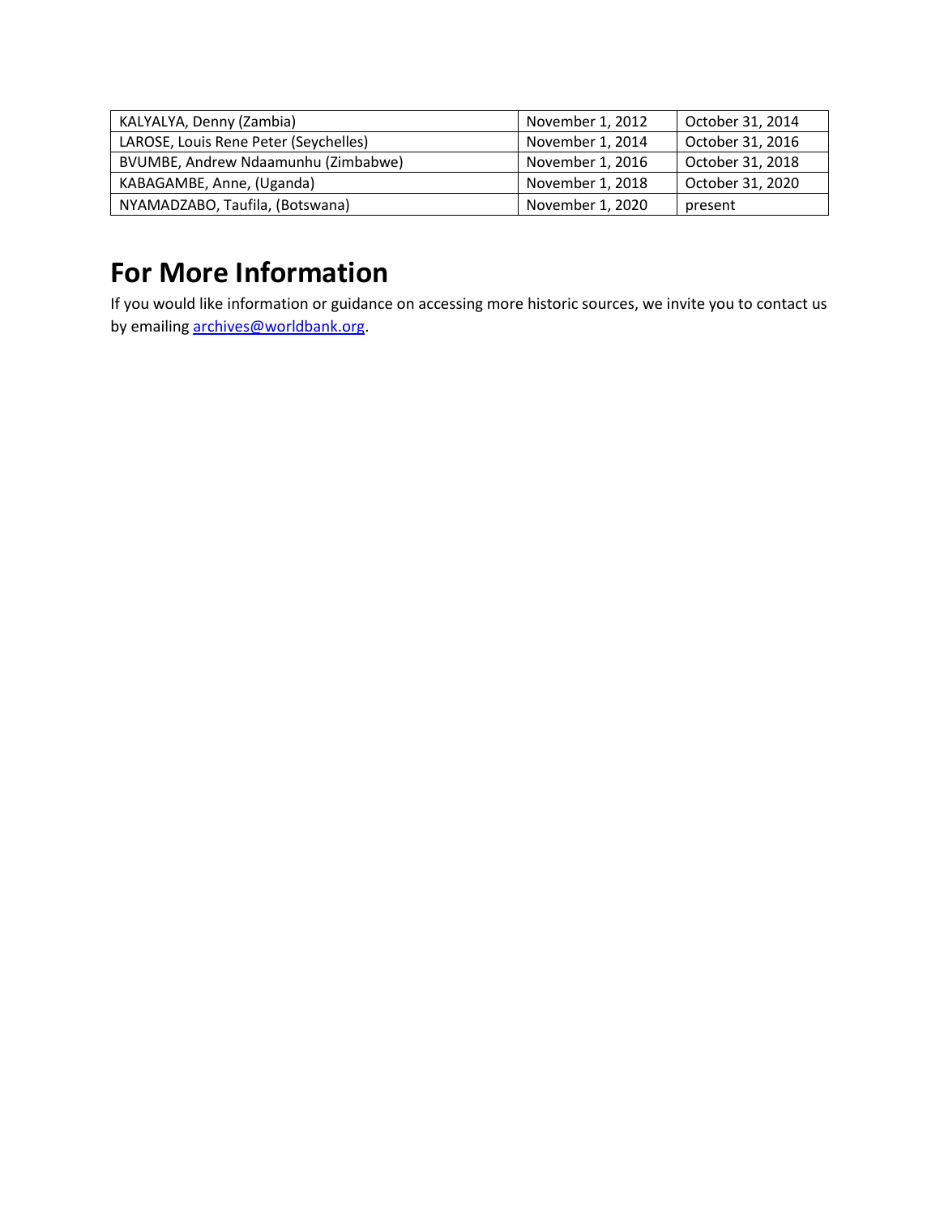| | | |
|---|---|---|
| KALYALYA, Denny (Zambia) | November 1, 2012 | October 31, 2014 |
| LAROSE, Louis Rene Peter (Seychelles) | November 1, 2014 | October 31, 2016 |
| BVUMBE, Andrew Ndaamunhu (Zimbabwe) | November 1, 2016 | October 31, 2018 |
| KABAGAMBE, Anne, (Uganda) | November 1, 2018 | October 31, 2020 |
| NYAMADZABO, Taufila, (Botswana) | November 1, 2020 | present |

# For More Information

If you would like information or guidance on accessing more historic sources, we invite you to contact us by emailing archives@worldbank.org.